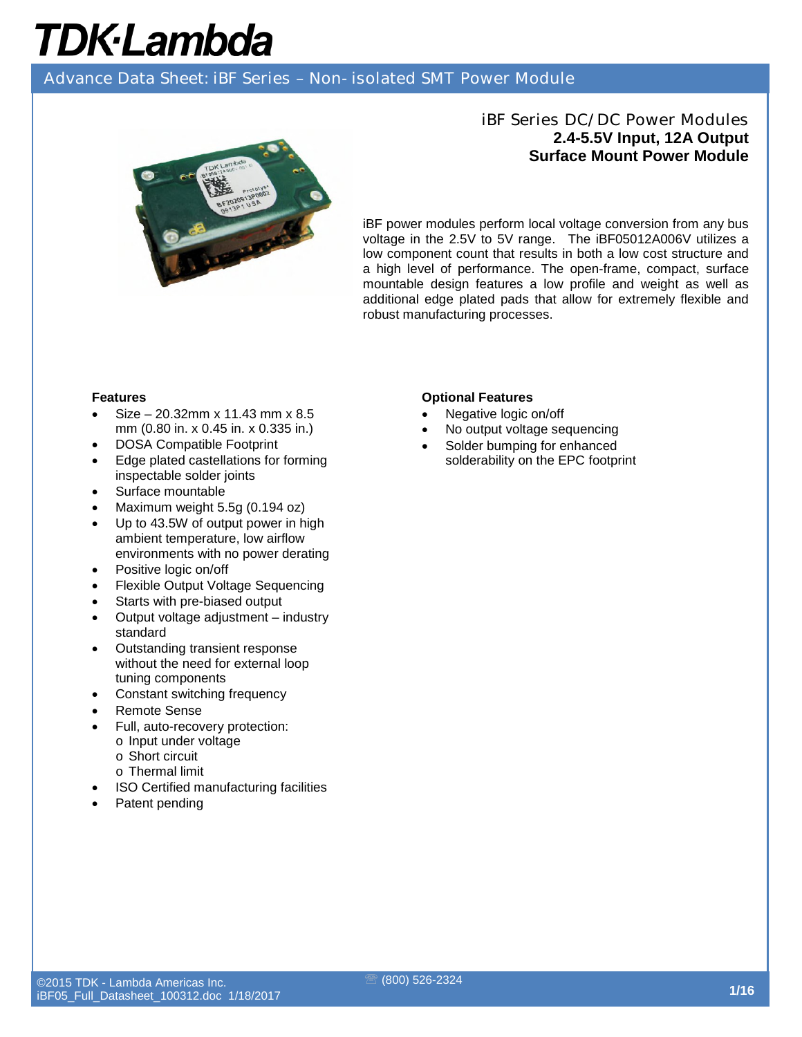# TDK·Lambda

Advance Data Sheet: iBF Series – Non-isolated SMT Power Module

## iBF Series DC/DC Power Modules
**2.4-5.5V Input, 12A Output**
**Surface Mount Power Module**

iBF power modules perform local voltage conversion from any bus voltage in the 2.5V to 5V range. The iBF05012A006V utilizes a low component count that results in both a low cost structure and a high level of performance. The open-frame, compact, surface mountable design features a low profile and weight as well as additional edge plated pads that allow for extremely flexible and robust manufacturing processes.

### Features

- Size – 20.32mm x 11.43 mm x 8.5 mm (0.80 in. x 0.45 in. x 0.335 in.)
- DOSA Compatible Footprint
- Edge plated castellations for forming inspectable solder joints
- Surface mountable
- Maximum weight 5.5g (0.194 oz)
- Up to 43.5W of output power in high ambient temperature, low airflow environments with no power derating
- Positive logic on/off
- Flexible Output Voltage Sequencing
- Starts with pre-biased output
- Output voltage adjustment – industry standard
- Outstanding transient response without the need for external loop tuning components
- Constant switching frequency
- Remote Sense
- Full, auto-recovery protection:
  - Input under voltage
  - Short circuit
  - Thermal limit
- ISO Certified manufacturing facilities
- Patent pending

### Optional Features

- Negative logic on/off
- No output voltage sequencing
- Solder bumping for enhanced solderability on the EPC footprint

©2015 TDK - Lambda Americas Inc.
iBF05_Full_Datasheet_100312.doc 1/18/2017
(800) 526-2324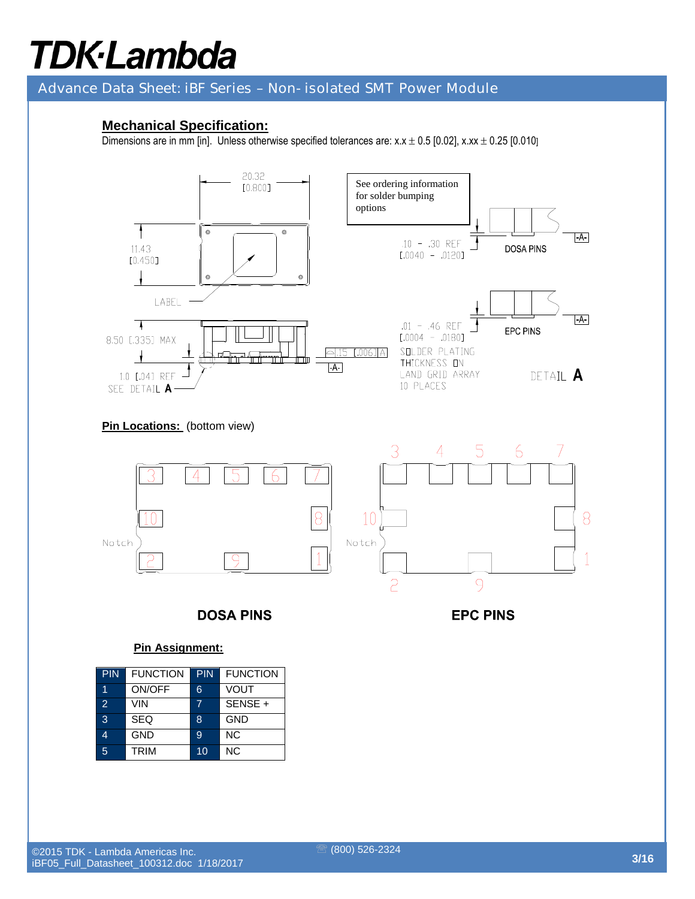## Mechanical Specification:

Dimensions are in mm [in]. Unless otherwise specified tolerances are: x.x ± 0.5 [0.02], x.xx ± 0.25 [0.010]

20.32 [0.800]

11.43 [0.450]

LABEL

8.50 [.335] MAX

1.0 [.04] REF

SEE DETAIL **A**

.15 [.006] A

-A-

See ordering information for solder bumping options

.10 - .30 REF [.0040 - .0120]

DOSA PINS

.01 - .46 REF [.0004 - .0180]

EPC PINS

SOLDER PLATING THICKNESS ON LAND GRID ARRAY 10 PLACES

DETAIL **A**

**Pin Locations:** (bottom view)

Notch

**DOSA PINS**

**EPC PINS**

**Pin Assignment:**

| PIN | FUNCTION | PIN | FUNCTION |
|---|---|---|---|
| 1 | ON/OFF | 6 | VOUT |
| 2 | VIN | 7 | SENSE + |
| 3 | SEQ | 8 | GND |
| 4 | GND | 9 | NC |
| 5 | TRIM | 10 | NC |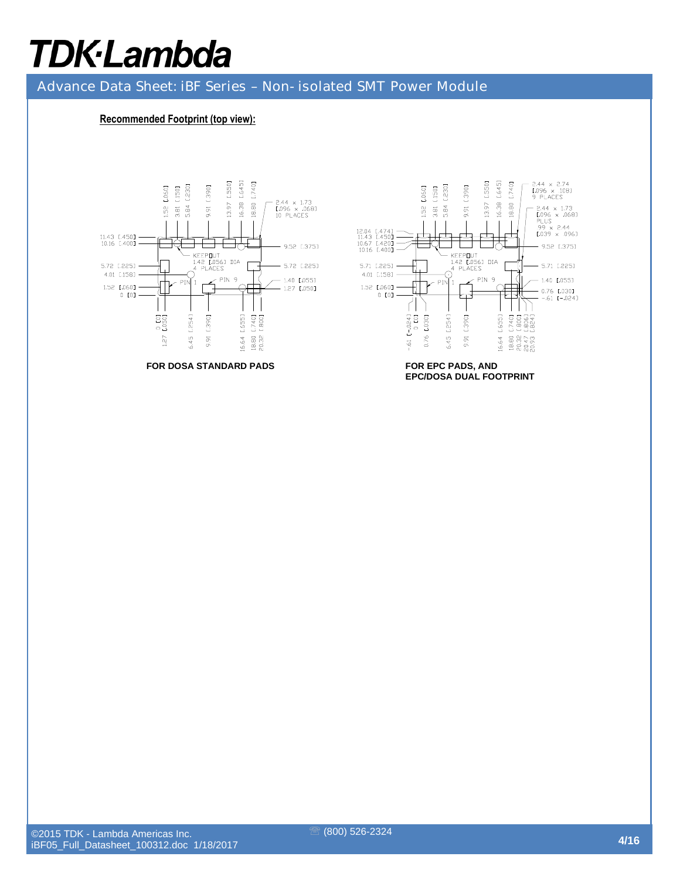**Recommended Footprint (top view):**

**FOR DOSA STANDARD PADS**

**FOR EPC PADS, AND EPC/DOSA DUAL FOOTPRINT**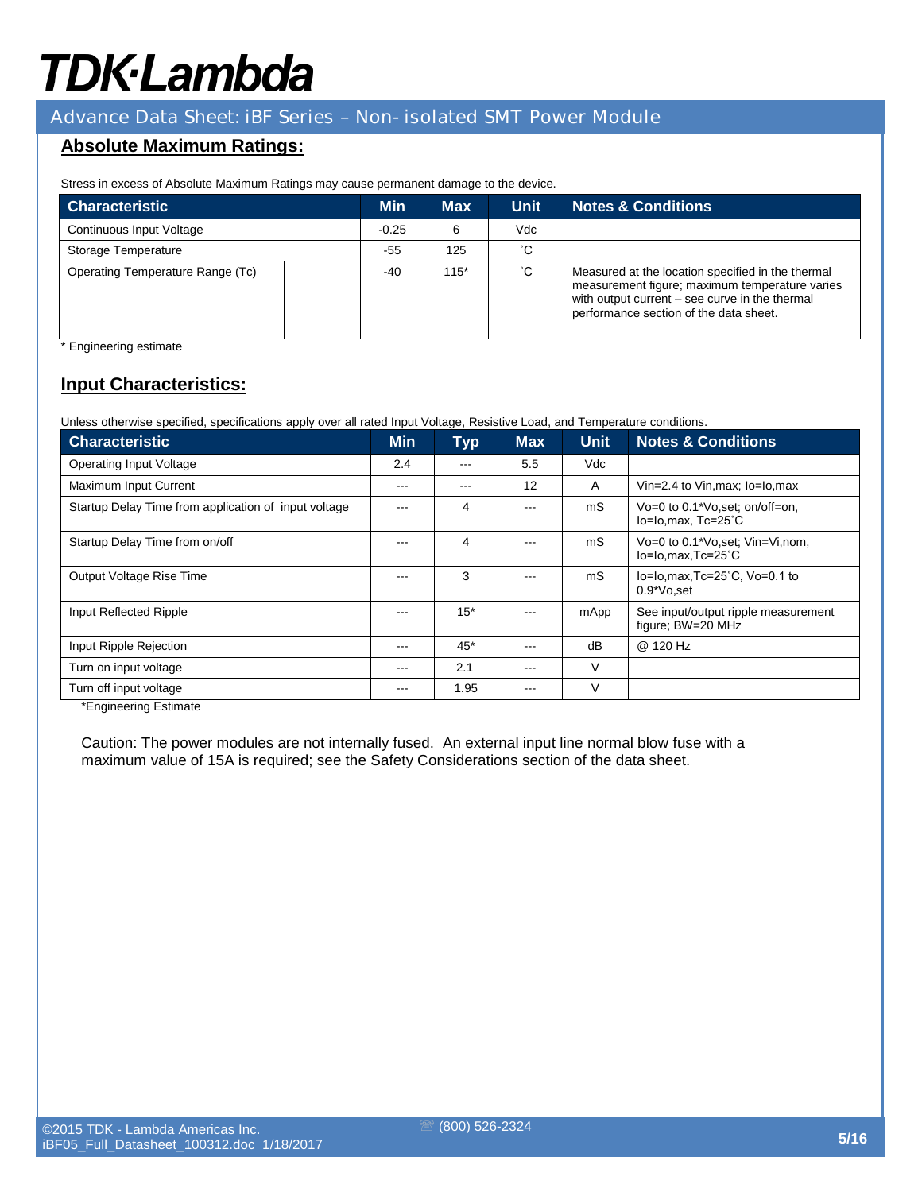## Absolute Maximum Ratings:

Stress in excess of Absolute Maximum Ratings may cause permanent damage to the device.

| Characteristic | Min | Max | Unit | Notes & Conditions |
|---|---|---|---|---|
| Continuous Input Voltage | -0.25 | 6 | Vdc | |
| Storage Temperature | -55 | 125 | ˚C | |
| Operating Temperature Range (Tc) | -40 | 115* | ˚C | Measured at the location specified in the thermal measurement figure; maximum temperature varies with output current – see curve in the thermal performance section of the data sheet. |

\* Engineering estimate

## Input Characteristics:

Unless otherwise specified, specifications apply over all rated Input Voltage, Resistive Load, and Temperature conditions.

| Characteristic | Min | Typ | Max | Unit | Notes & Conditions |
|---|---|---|---|---|---|
| Operating Input Voltage | 2.4 | --- | 5.5 | Vdc | |
| Maximum Input Current | --- | --- | 12 | A | Vin=2.4 to Vin,max; Io=Io,max |
| Startup Delay Time from application of input voltage | --- | 4 | --- | mS | Vo=0 to 0.1*Vo,set; on/off=on, Io=Io,max, Tc=25˚C |
| Startup Delay Time from on/off | --- | 4 | --- | mS | Vo=0 to 0.1*Vo,set; Vin=Vi,nom, Io=Io,max,Tc=25˚C |
| Output Voltage Rise Time | --- | 3 | --- | mS | Io=Io,max,Tc=25˚C, Vo=0.1 to 0.9*Vo,set |
| Input Reflected Ripple | --- | 15* | --- | mApp | See input/output ripple measurement figure; BW=20 MHz |
| Input Ripple Rejection | --- | 45* | --- | dB | @ 120 Hz |
| Turn on input voltage | --- | 2.1 | --- | V | |
| Turn off input voltage | --- | 1.95 | --- | V | |

*Engineering Estimate

Caution: The power modules are not internally fused. An external input line normal blow fuse with a maximum value of 15A is required; see the Safety Considerations section of the data sheet.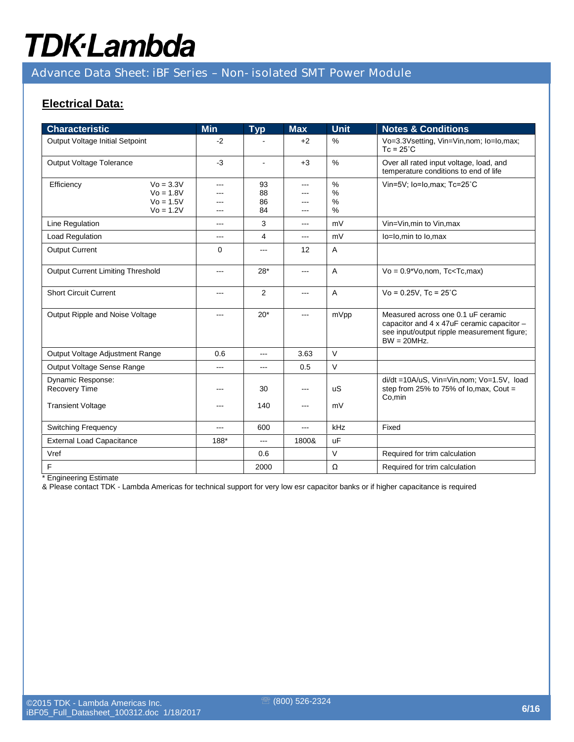## Electrical Data:

| Characteristic | Min | Typ | Max | Unit | Notes & Conditions |
|---|---|---|---|---|---|
| Output Voltage Initial Setpoint | -2 | - | +2 | % | Vo=3.3Vsetting, Vin=Vin,nom; Io=Io,max; Tc = 25˚C |
| Output Voltage Tolerance | -3 | - | +3 | % | Over all rated input voltage, load, and temperature conditions to end of life |
| Efficiency Vo = 3.3V<br>Vo = 1.8V<br>Vo = 1.5V<br>Vo = 1.2V | ---<br>---<br>---<br>--- | 93<br>88<br>86<br>84 | ---<br>---<br>---<br>--- | %<br>%<br>%<br>% | Vin=5V; Io=Io,max; Tc=25˚C |
| Line Regulation | --- | 3 | --- | mV | Vin=Vin,min to Vin,max |
| Load Regulation | --- | 4 | --- | mV | Io=Io,min to Io,max |
| Output Current | 0 | --- | 12 | A | |
| Output Current Limiting Threshold | --- | 28* | --- | A | Vo = 0.9*Vo,nom, Tc<Tc,max) |
| Short Circuit Current | --- | 2 | --- | A | Vo = 0.25V, Tc = 25˚C |
| Output Ripple and Noise Voltage | --- | 20* | --- | mVpp | Measured across one 0.1 uF ceramic capacitor and 4 x 47uF ceramic capacitor – see input/output ripple measurement figure; BW = 20MHz. |
| Output Voltage Adjustment Range | 0.6 | --- | 3.63 | V | |
| Output Voltage Sense Range | --- | --- | 0.5 | V | |
| Dynamic Response:<br>Recovery Time<br>Transient Voltage | ---<br>--- | 30<br>140 | ---<br>--- | uS<br>mV | di/dt =10A/uS, Vin=Vin,nom; Vo=1.5V, load step from 25% to 75% of Io,max, Cout = Co,min |
| Switching Frequency | --- | 600 | --- | kHz | Fixed |
| External Load Capacitance | 188* | --- | 1800& | uF | |
| Vref | | 0.6 | | V | Required for trim calculation |
| F | | 2000 | | Ω | Required for trim calculation |

* Engineering Estimate

& Please contact TDK - Lambda Americas for technical support for very low esr capacitor banks or if higher capacitance is required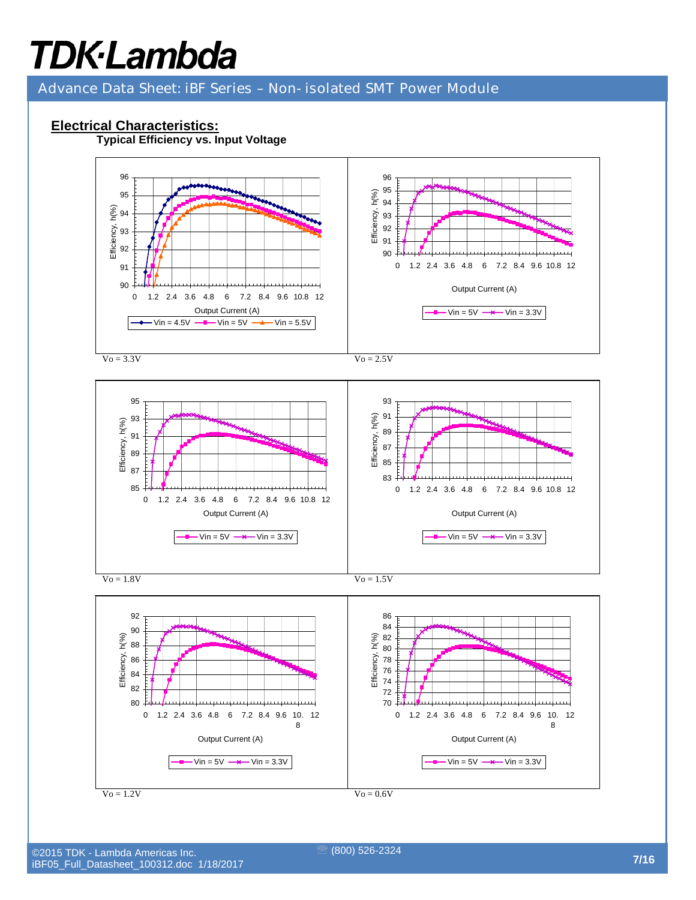## Electrical Characteristics:

### Typical Efficiency vs. Input Voltage

Vo = 3.3V

Vo = 2.5V

Vo = 1.8V

Vo = 1.5V

Vo = 1.2V

Vo = 0.6V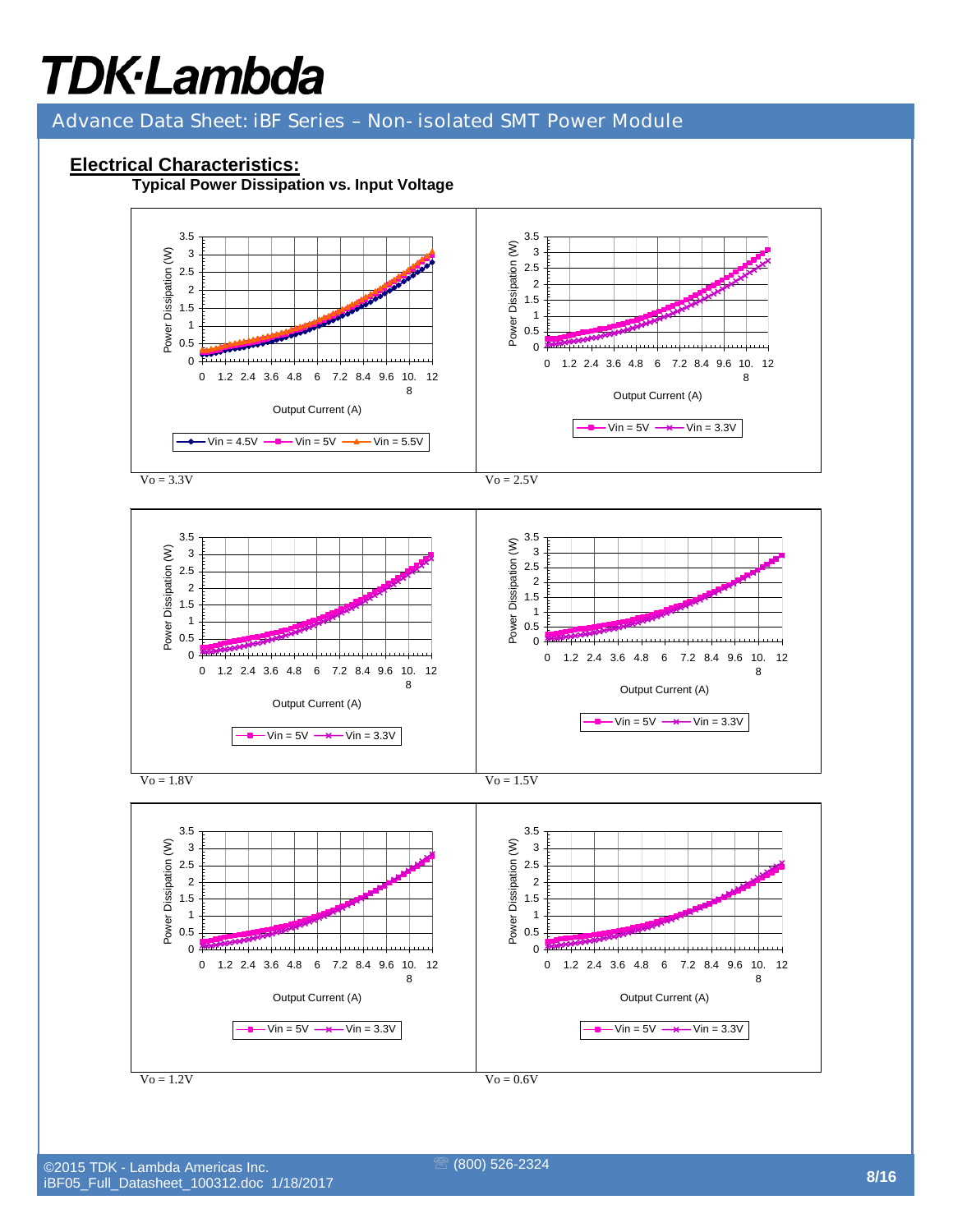## Electrical Characteristics:

**Typical Power Dissipation vs. Input Voltage**

Power Dissipation (W)

Output Current (A)

Vin = 4.5V  Vin = 5V  Vin = 5.5V

Vo = 3.3V

Power Dissipation (W)

Output Current (A)

Vin = 5V  Vin = 3.3V

Vo = 2.5V

Power Dissipation (W)

Output Current (A)

Vin = 5V  Vin = 3.3V

Vo = 1.8V

Power Dissipation (W)

Output Current (A)

Vin = 5V  Vin = 3.3V

Vo = 1.5V

Power Dissipation (W)

Output Current (A)

Vin = 5V  Vin = 3.3V

Vo = 1.2V

Power Dissipation (W)

Output Current (A)

Vin = 5V  Vin = 3.3V

Vo = 0.6V

©2015 TDK - Lambda Americas Inc.
iBF05_Full_Datasheet_100312.doc 1/18/2017

(800) 526-2324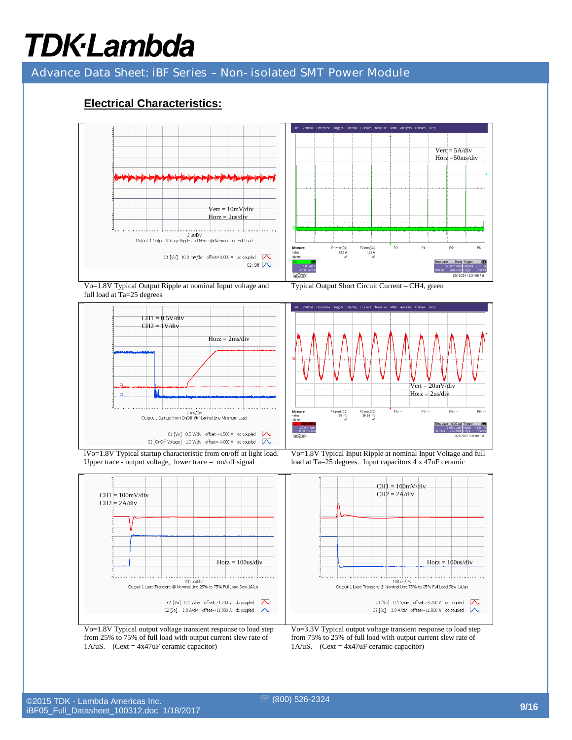## Electrical Characteristics:

Vert = 10mV/div
Horz = 2us/div

2 us/Div
Output 1 Output Voltage Ripple and Noise @ Nominal Line Full Load

C1 [Vo] 10.0 mV/div offset=0.000 V ac coupled
C2: Off

Vo=1.8V Typical Output Ripple at nominal Input voltage and full load at Ta=25 degrees

Vert = 5A/div
Horz =50ms/div

Typical Output Short Circuit Current – CH4, green

CH1 = 0.5V/div
CH2 = 1V/div
Horz = 2ms/div

2 ms/Div
Output 1 Startup from OnOff @ Nominal Line Minimum Load

C1 [Vo] 0.5 V/div offset=-1.500 V dc coupled
C2 [OnOff Voltage] 1.0 V/div offset=-4.000 V dc coupled

lVo=1.8V Typical startup characteristic from on/off at light load. Upper trace - output voltage, lower trace – on/off signal

Vert = 20mV/div
Horz = 2us/div

Vo=1.8V Typical Input Ripple at nominal Input Voltage and full load at Ta=25 degrees. Input capacitors 4 x 47uF ceramic

CH1 = 100mV/div
CH2 = 2A/div
Horz = 100us/div

100 us/Div
Output 1 Load Transient @ Nominal Line 25% to 75% Full Load Slew 1A/us

C1 [Vo] 0.1 V/div offset=-1.700 V dc coupled
C2 [Io] 2.0 A/div offset=-11.000 A dc coupled

Vo=1.8V Typical output voltage transient response to load step from 25% to 75% of full load with output current slew rate of 1A/uS. (Cext = 4x47uF ceramic capacitor)

CH1 = 100mV/div
CH2 = 2A/div
Horz = 100us/div

100 us/Div
Output 1 Load Transient @ Nominal Line 75% to 25% Full Load Slew 1A/us

C1 [Vo] 0.1 V/div offset=-3.200 V dc coupled
C2 [Io] 2.0 A/div offset=-11.000 A dc coupled

Vo=3.3V Typical output voltage transient response to load step from 75% to 25% of full load with output current slew rate of 1A/uS. (Cext = 4x47uF ceramic capacitor)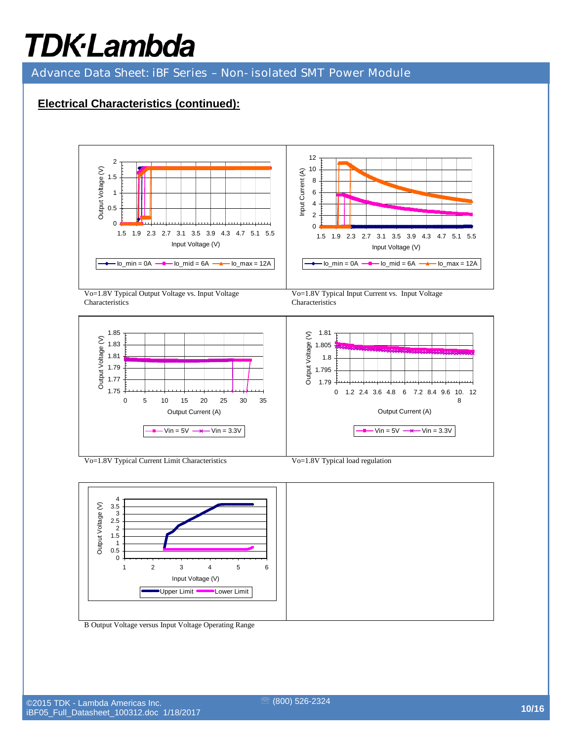## Electrical Characteristics (continued):

Vo=1.8V Typical Output Voltage vs. Input Voltage Characteristics

Vo=1.8V Typical Input Current vs. Input Voltage Characteristics

Vo=1.8V Typical Current Limit Characteristics

Vo=1.8V Typical load regulation

B Output Voltage versus Input Voltage Operating Range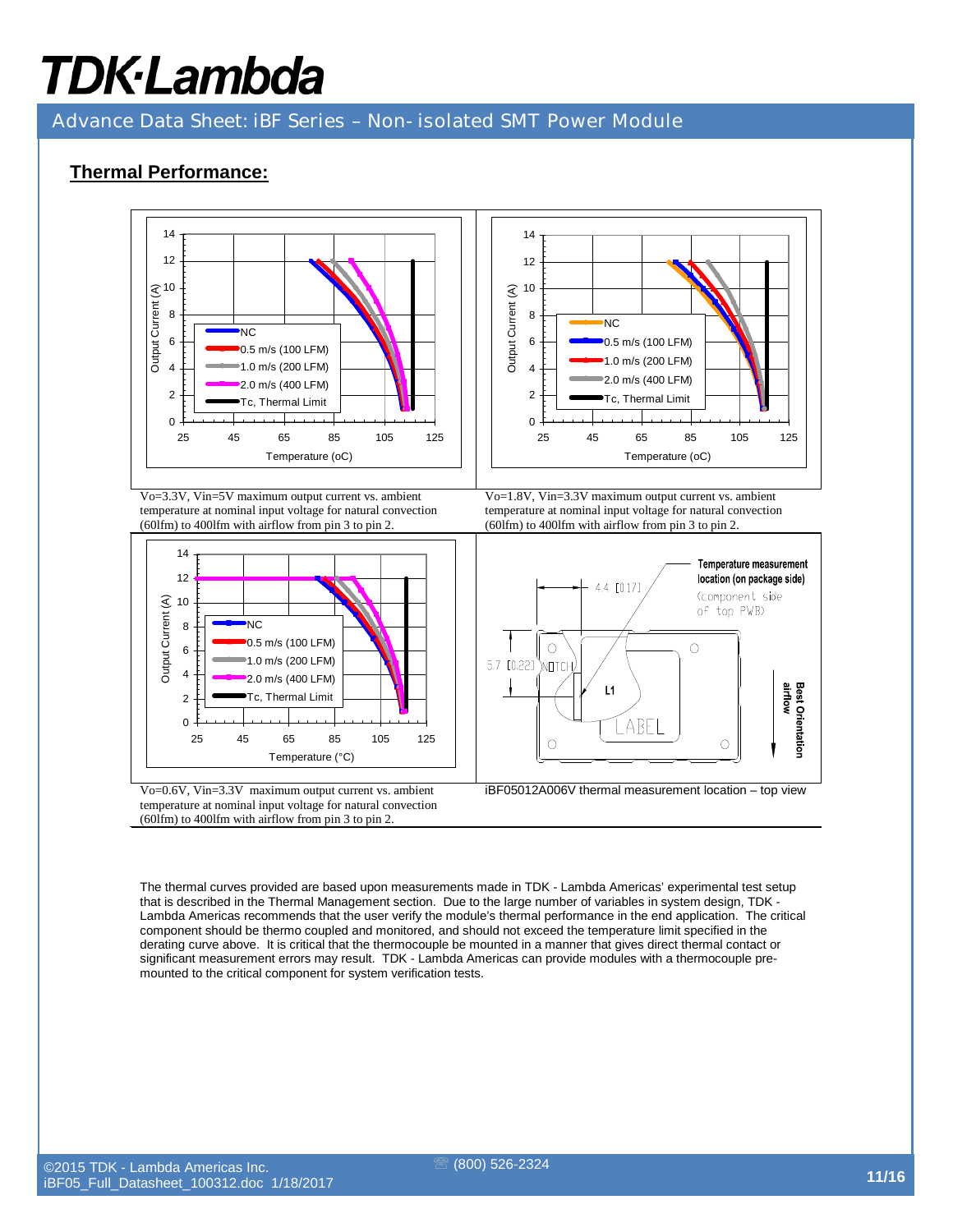## Thermal Performance:

Vo=3.3V, Vin=5V maximum output current vs. ambient temperature at nominal input voltage for natural convection (60lfm) to 400lfm with airflow from pin 3 to pin 2.

Vo=1.8V, Vin=3.3V maximum output current vs. ambient temperature at nominal input voltage for natural convection (60lfm) to 400lfm with airflow from pin 3 to pin 2.

Vo=0.6V, Vin=3.3V maximum output current vs. ambient temperature at nominal input voltage for natural convection (60lfm) to 400lfm with airflow from pin 3 to pin 2.

iBF05012A006V thermal measurement location – top view

The thermal curves provided are based upon measurements made in TDK - Lambda Americas' experimental test setup that is described in the Thermal Management section. Due to the large number of variables in system design, TDK - Lambda Americas recommends that the user verify the module's thermal performance in the end application. The critical component should be thermo coupled and monitored, and should not exceed the temperature limit specified in the derating curve above. It is critical that the thermocouple be mounted in a manner that gives direct thermal contact or significant measurement errors may result. TDK - Lambda Americas can provide modules with a thermocouple pre-mounted to the critical component for system verification tests.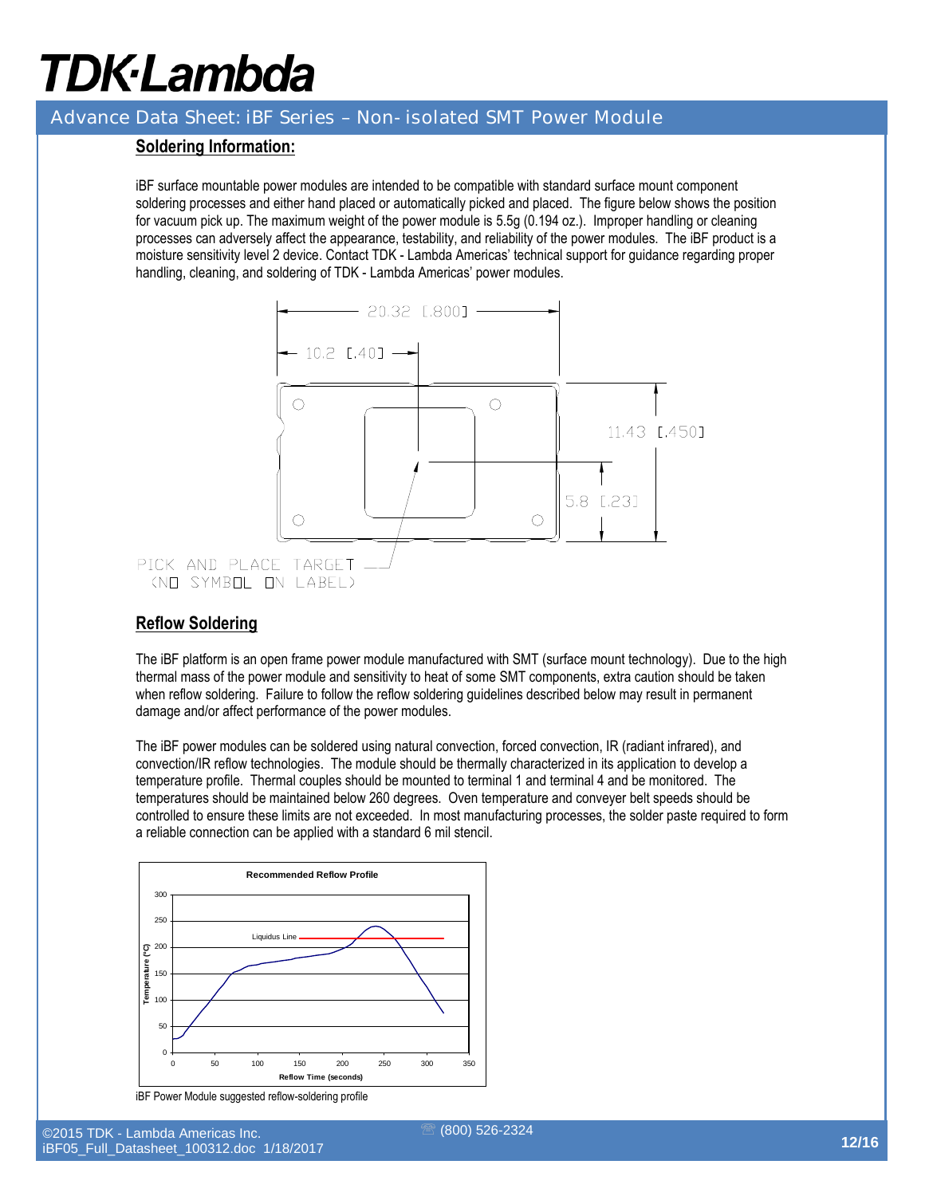## Soldering Information:

iBF surface mountable power modules are intended to be compatible with standard surface mount component soldering processes and either hand placed or automatically picked and placed. The figure below shows the position for vacuum pick up. The maximum weight of the power module is 5.5g (0.194 oz.). Improper handling or cleaning processes can adversely affect the appearance, testability, and reliability of the power modules. The iBF product is a moisture sensitivity level 2 device. Contact TDK - Lambda Americas' technical support for guidance regarding proper handling, cleaning, and soldering of TDK - Lambda Americas' power modules.

20.32 [.800]

10.2 [.40]

11.43 [.450]

5.8 [.23]

PICK AND PLACE TARGET
(NO SYMBOL ON LABEL)

## Reflow Soldering

The iBF platform is an open frame power module manufactured with SMT (surface mount technology). Due to the high thermal mass of the power module and sensitivity to heat of some SMT components, extra caution should be taken when reflow soldering. Failure to follow the reflow soldering guidelines described below may result in permanent damage and/or affect performance of the power modules.

The iBF power modules can be soldered using natural convection, forced convection, IR (radiant infrared), and convection/IR reflow technologies. The module should be thermally characterized in its application to develop a temperature profile. Thermal couples should be mounted to terminal 1 and terminal 4 and be monitored. The temperatures should be maintained below 260 degrees. Oven temperature and conveyer belt speeds should be controlled to ensure these limits are not exceeded. In most manufacturing processes, the solder paste required to form a reliable connection can be applied with a standard 6 mil stencil.

Recommended Reflow Profile

Temperature (°C): 0, 50, 100, 150, 200, 250, 300

Reflow Time (seconds): 0, 50, 100, 150, 200, 250, 300, 350

Liquidus Line

iBF Power Module suggested reflow-soldering profile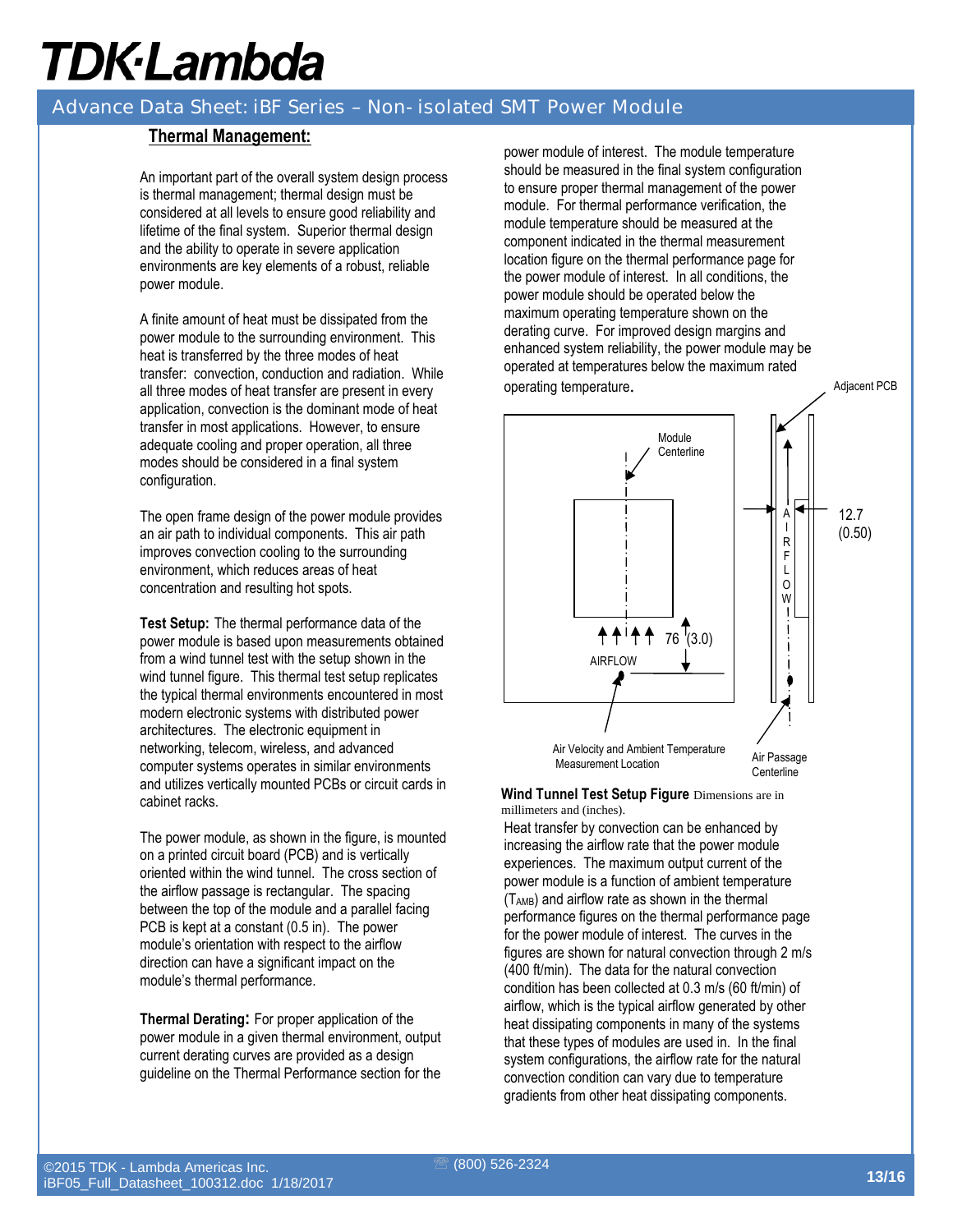## Thermal Management:

An important part of the overall system design process is thermal management; thermal design must be considered at all levels to ensure good reliability and lifetime of the final system. Superior thermal design and the ability to operate in severe application environments are key elements of a robust, reliable power module.

A finite amount of heat must be dissipated from the power module to the surrounding environment. This heat is transferred by the three modes of heat transfer: convection, conduction and radiation. While all three modes of heat transfer are present in every application, convection is the dominant mode of heat transfer in most applications. However, to ensure adequate cooling and proper operation, all three modes should be considered in a final system configuration.

The open frame design of the power module provides an air path to individual components. This air path improves convection cooling to the surrounding environment, which reduces areas of heat concentration and resulting hot spots.

**Test Setup:** The thermal performance data of the power module is based upon measurements obtained from a wind tunnel test with the setup shown in the wind tunnel figure. This thermal test setup replicates the typical thermal environments encountered in most modern electronic systems with distributed power architectures. The electronic equipment in networking, telecom, wireless, and advanced computer systems operates in similar environments and utilizes vertically mounted PCBs or circuit cards in cabinet racks.

The power module, as shown in the figure, is mounted on a printed circuit board (PCB) and is vertically oriented within the wind tunnel. The cross section of the airflow passage is rectangular. The spacing between the top of the module and a parallel facing PCB is kept at a constant (0.5 in). The power module's orientation with respect to the airflow direction can have a significant impact on the module's thermal performance.

**Thermal Derating:** For proper application of the power module in a given thermal environment, output current derating curves are provided as a design guideline on the Thermal Performance section for the power module of interest. The module temperature should be measured in the final system configuration to ensure proper thermal management of the power module. For thermal performance verification, the module temperature should be measured at the component indicated in the thermal measurement location figure on the thermal performance page for the power module of interest. In all conditions, the power module should be operated below the maximum operating temperature shown on the derating curve. For improved design margins and enhanced system reliability, the power module may be operated at temperatures below the maximum rated operating temperature.

Adjacent PCB

Module Centerline

AIRFLOW

76 (3.0)

12.7 (0.50)

Air Velocity and Ambient Temperature Measurement Location

Air Passage Centerline

**Wind Tunnel Test Setup Figure** Dimensions are in millimeters and (inches).

Heat transfer by convection can be enhanced by increasing the airflow rate that the power module experiences. The maximum output current of the power module is a function of ambient temperature ($T_{AMB}$) and airflow rate as shown in the thermal performance figures on the thermal performance page for the power module of interest. The curves in the figures are shown for natural convection through 2 m/s (400 ft/min). The data for the natural convection condition has been collected at 0.3 m/s (60 ft/min) of airflow, which is the typical airflow generated by other heat dissipating components in many of the systems that these types of modules are used in. In the final system configurations, the airflow rate for the natural convection condition can vary due to temperature gradients from other heat dissipating components.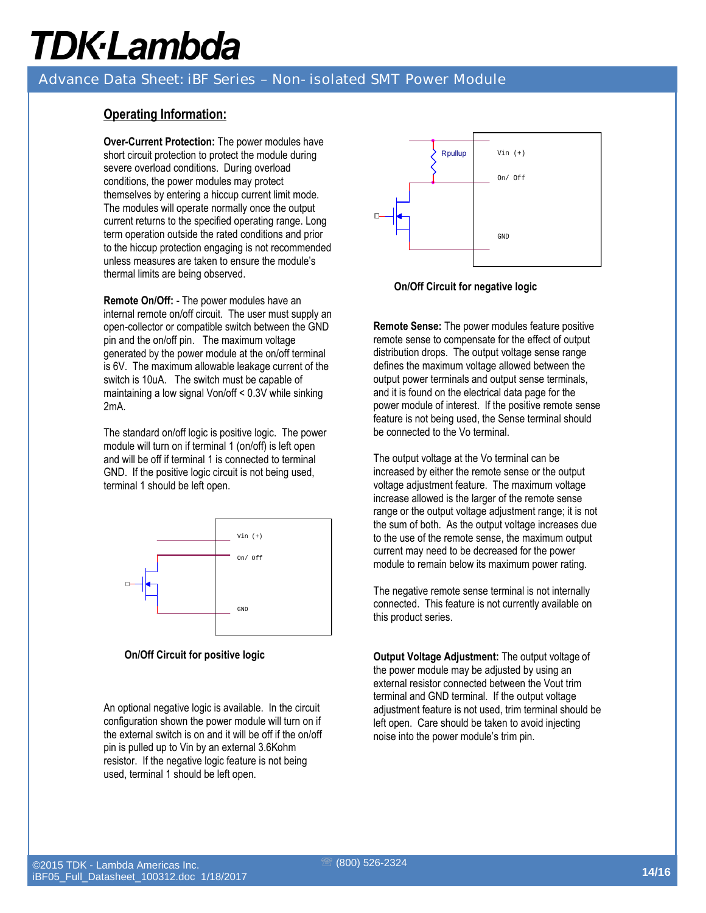## Operating Information:

**Over-Current Protection:** The power modules have short circuit protection to protect the module during severe overload conditions. During overload conditions, the power modules may protect themselves by entering a hiccup current limit mode. The modules will operate normally once the output current returns to the specified operating range. Long term operation outside the rated conditions and prior to the hiccup protection engaging is not recommended unless measures are taken to ensure the module's thermal limits are being observed.

**Remote On/Off:** - The power modules have an internal remote on/off circuit. The user must supply an open-collector or compatible switch between the GND pin and the on/off pin. The maximum voltage generated by the power module at the on/off terminal is 6V. The maximum allowable leakage current of the switch is 10uA. The switch must be capable of maintaining a low signal Von/off < 0.3V while sinking 2mA.

The standard on/off logic is positive logic. The power module will turn on if terminal 1 (on/off) is left open and will be off if terminal 1 is connected to terminal GND. If the positive logic circuit is not being used, terminal 1 should be left open.

Vin (+)

On/ Off

GND

**On/Off Circuit for positive logic**

An optional negative logic is available. In the circuit configuration shown the power module will turn on if the external switch is on and it will be off if the on/off pin is pulled up to Vin by an external 3.6Kohm resistor. If the negative logic feature is not being used, terminal 1 should be left open.

Rpullup

Vin (+)

On/ Off

GND

**On/Off Circuit for negative logic**

**Remote Sense:** The power modules feature positive remote sense to compensate for the effect of output distribution drops. The output voltage sense range defines the maximum voltage allowed between the output power terminals and output sense terminals, and it is found on the electrical data page for the power module of interest. If the positive remote sense feature is not being used, the Sense terminal should be connected to the Vo terminal.

The output voltage at the Vo terminal can be increased by either the remote sense or the output voltage adjustment feature. The maximum voltage increase allowed is the larger of the remote sense range or the output voltage adjustment range; it is not the sum of both. As the output voltage increases due to the use of the remote sense, the maximum output current may need to be decreased for the power module to remain below its maximum power rating.

The negative remote sense terminal is not internally connected. This feature is not currently available on this product series.

**Output Voltage Adjustment:** The output voltage of the power module may be adjusted by using an external resistor connected between the Vout trim terminal and GND terminal. If the output voltage adjustment feature is not used, trim terminal should be left open. Care should be taken to avoid injecting noise into the power module's trim pin.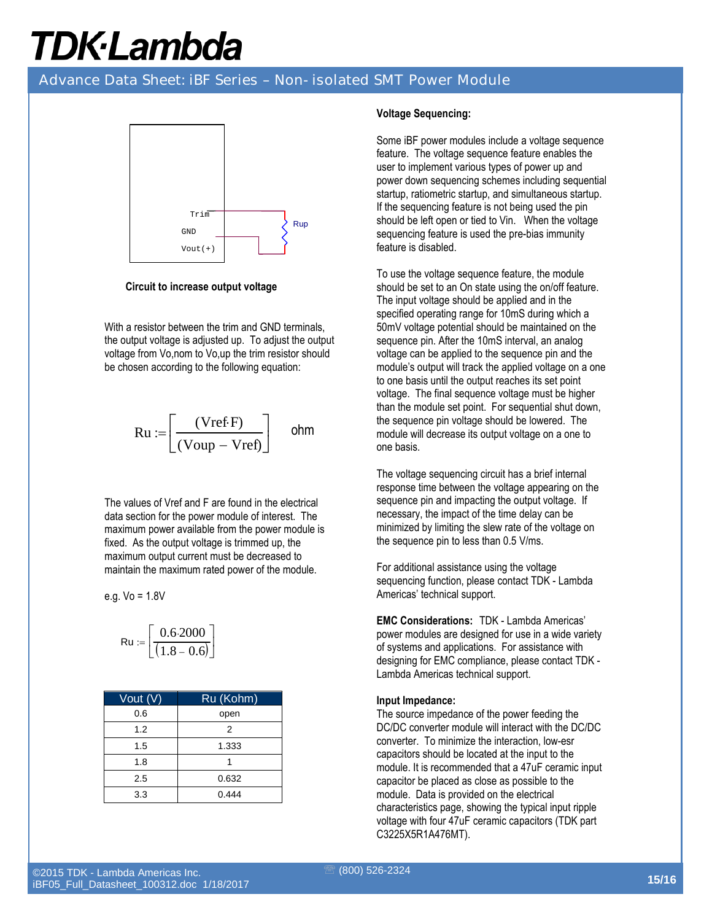Trim
GND
Vout(+)
Rup

**Circuit to increase output voltage**

With a resistor between the trim and GND terminals, the output voltage is adjusted up. To adjust the output voltage from Vo,nom to Vo,up the trim resistor should be chosen according to the following equation:

$$Ru := \left[\frac{(Vref \cdot F)}{(Voup - Vref)}\right] \quad \text{ohm}$$

The values of Vref and F are found in the electrical data section for the power module of interest. The maximum power available from the power module is fixed. As the output voltage is trimmed up, the maximum output current must be decreased to maintain the maximum rated power of the module.

e.g. Vo = 1.8V

$$Ru := \left[\frac{0.6 \cdot 2000}{(1.8 - 0.6)}\right]$$

| Vout (V) | Ru (Kohm) |
|---|---|
| 0.6 | open |
| 1.2 | 2 |
| 1.5 | 1.333 |
| 1.8 | 1 |
| 2.5 | 0.632 |
| 3.3 | 0.444 |

**Voltage Sequencing:**

Some iBF power modules include a voltage sequence feature. The voltage sequence feature enables the user to implement various types of power up and power down sequencing schemes including sequential startup, ratiometric startup, and simultaneous startup. If the sequencing feature is not being used the pin should be left open or tied to Vin. When the voltage sequencing feature is used the pre-bias immunity feature is disabled.

To use the voltage sequence feature, the module should be set to an On state using the on/off feature. The input voltage should be applied and in the specified operating range for 10mS during which a 50mV voltage potential should be maintained on the sequence pin. After the 10mS interval, an analog voltage can be applied to the sequence pin and the module's output will track the applied voltage on a one to one basis until the output reaches its set point voltage. The final sequence voltage must be higher than the module set point. For sequential shut down, the sequence pin voltage should be lowered. The module will decrease its output voltage on a one to one basis.

The voltage sequencing circuit has a brief internal response time between the voltage appearing on the sequence pin and impacting the output voltage. If necessary, the impact of the time delay can be minimized by limiting the slew rate of the voltage on the sequence pin to less than 0.5 V/ms.

For additional assistance using the voltage sequencing function, please contact TDK - Lambda Americas' technical support.

**EMC Considerations:** TDK - Lambda Americas' power modules are designed for use in a wide variety of systems and applications. For assistance with designing for EMC compliance, please contact TDK - Lambda Americas technical support.

**Input Impedance:**
The source impedance of the power feeding the DC/DC converter module will interact with the DC/DC converter. To minimize the interaction, low-esr capacitors should be located at the input to the module. It is recommended that a 47uF ceramic input capacitor be placed as close as possible to the module. Data is provided on the electrical characteristics page, showing the typical input ripple voltage with four 47uF ceramic capacitors (TDK part C3225X5R1A476MT).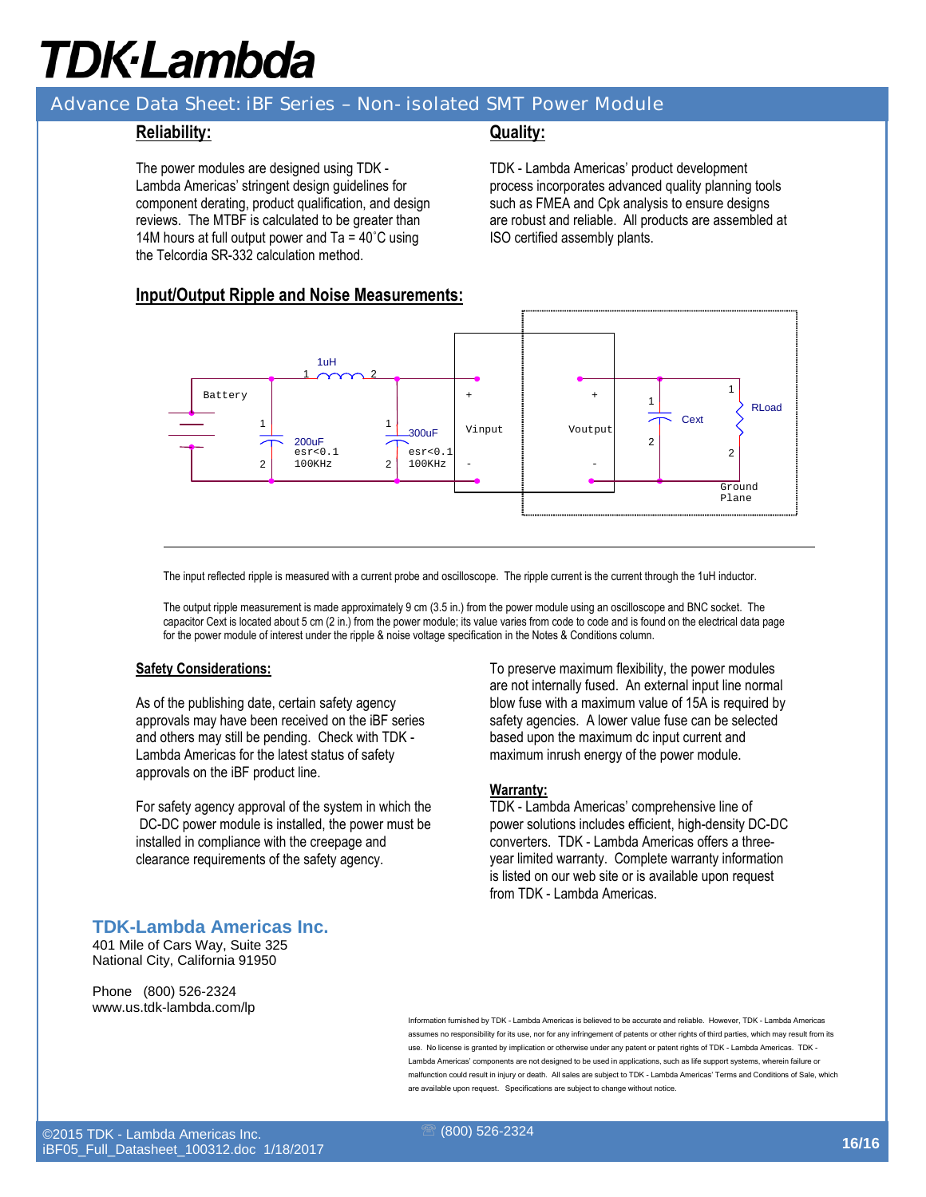## Reliability:

The power modules are designed using TDK - Lambda Americas' stringent design guidelines for component derating, product qualification, and design reviews. The MTBF is calculated to be greater than 14M hours at full output power and Ta = 40˚C using the Telcordia SR-332 calculation method.

## Quality:

TDK - Lambda Americas' product development process incorporates advanced quality planning tools such as FMEA and Cpk analysis to ensure designs are robust and reliable. All products are assembled at ISO certified assembly plants.

## Input/Output Ripple and Noise Measurements:

Battery
1uH
1 2
1
2
200uF
esr<0.1
100KHz
1
2
300uF
esr<0.1
100KHz
+
Vinput
-
+
Voutput
-
1
2
Cext
1
2
RLoad
Ground
Plane

The input reflected ripple is measured with a current probe and oscilloscope. The ripple current is the current through the 1uH inductor.

The output ripple measurement is made approximately 9 cm (3.5 in.) from the power module using an oscilloscope and BNC socket. The capacitor Cext is located about 5 cm (2 in.) from the power module; its value varies from code to code and is found on the electrical data page for the power module of interest under the ripple & noise voltage specification in the Notes & Conditions column.

## Safety Considerations:

As of the publishing date, certain safety agency approvals may have been received on the iBF series and others may still be pending. Check with TDK - Lambda Americas for the latest status of safety approvals on the iBF product line.

For safety agency approval of the system in which the DC-DC power module is installed, the power must be installed in compliance with the creepage and clearance requirements of the safety agency.

To preserve maximum flexibility, the power modules are not internally fused. An external input line normal blow fuse with a maximum value of 15A is required by safety agencies. A lower value fuse can be selected based upon the maximum dc input current and maximum inrush energy of the power module.

## Warranty:

TDK - Lambda Americas' comprehensive line of power solutions includes efficient, high-density DC-DC converters. TDK - Lambda Americas offers a three-year limited warranty. Complete warranty information is listed on our web site or is available upon request from TDK - Lambda Americas.

**TDK-Lambda Americas Inc.**
401 Mile of Cars Way, Suite 325
National City, California 91950

Phone (800) 526-2324
www.us.tdk-lambda.com/lp

Information furnished by TDK - Lambda Americas is believed to be accurate and reliable. However, TDK - Lambda Americas assumes no responsibility for its use, nor for any infringement of patents or other rights of third parties, which may result from its use. No license is granted by implication or otherwise under any patent or patent rights of TDK - Lambda Americas. TDK - Lambda Americas' components are not designed to be used in applications, such as life support systems, wherein failure or malfunction could result in injury or death. All sales are subject to TDK - Lambda Americas' Terms and Conditions of Sale, which are available upon request. Specifications are subject to change without notice.